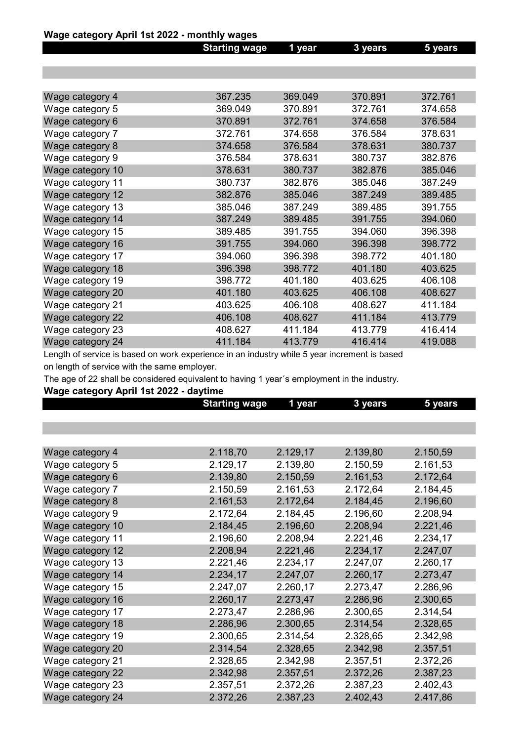**Wage category April 1st 2022 - monthly wages**

| | Starting wage | 1 year | 3 years | 5 years |
|---|---|---|---|---|
| Wage category 4 | 367.235 | 369.049 | 370.891 | 372.761 |
| Wage category 5 | 369.049 | 370.891 | 372.761 | 374.658 |
| Wage category 6 | 370.891 | 372.761 | 374.658 | 376.584 |
| Wage category 7 | 372.761 | 374.658 | 376.584 | 378.631 |
| Wage category 8 | 374.658 | 376.584 | 378.631 | 380.737 |
| Wage category 9 | 376.584 | 378.631 | 380.737 | 382.876 |
| Wage category 10 | 378.631 | 380.737 | 382.876 | 385.046 |
| Wage category 11 | 380.737 | 382.876 | 385.046 | 387.249 |
| Wage category 12 | 382.876 | 385.046 | 387.249 | 389.485 |
| Wage category 13 | 385.046 | 387.249 | 389.485 | 391.755 |
| Wage category 14 | 387.249 | 389.485 | 391.755 | 394.060 |
| Wage category 15 | 389.485 | 391.755 | 394.060 | 396.398 |
| Wage category 16 | 391.755 | 394.060 | 396.398 | 398.772 |
| Wage category 17 | 394.060 | 396.398 | 398.772 | 401.180 |
| Wage category 18 | 396.398 | 398.772 | 401.180 | 403.625 |
| Wage category 19 | 398.772 | 401.180 | 403.625 | 406.108 |
| Wage category 20 | 401.180 | 403.625 | 406.108 | 408.627 |
| Wage category 21 | 403.625 | 406.108 | 408.627 | 411.184 |
| Wage category 22 | 406.108 | 408.627 | 411.184 | 413.779 |
| Wage category 23 | 408.627 | 411.184 | 413.779 | 416.414 |
| Wage category 24 | 411.184 | 413.779 | 416.414 | 419.088 |

Length of service is based on work experience in an industry while 5 year increment is based on length of service with the same employer.

The age of 22 shall be considered equivalent to having 1 year´s employment in the industry.

**Wage category April 1st 2022 - daytime**

| | Starting wage | 1 year | 3 years | 5 years |
|---|---|---|---|---|
| Wage category 4 | 2.118,70 | 2.129,17 | 2.139,80 | 2.150,59 |
| Wage category 5 | 2.129,17 | 2.139,80 | 2.150,59 | 2.161,53 |
| Wage category 6 | 2.139,80 | 2.150,59 | 2.161,53 | 2.172,64 |
| Wage category 7 | 2.150,59 | 2.161,53 | 2.172,64 | 2.184,45 |
| Wage category 8 | 2.161,53 | 2.172,64 | 2.184,45 | 2.196,60 |
| Wage category 9 | 2.172,64 | 2.184,45 | 2.196,60 | 2.208,94 |
| Wage category 10 | 2.184,45 | 2.196,60 | 2.208,94 | 2.221,46 |
| Wage category 11 | 2.196,60 | 2.208,94 | 2.221,46 | 2.234,17 |
| Wage category 12 | 2.208,94 | 2.221,46 | 2.234,17 | 2.247,07 |
| Wage category 13 | 2.221,46 | 2.234,17 | 2.247,07 | 2.260,17 |
| Wage category 14 | 2.234,17 | 2.247,07 | 2.260,17 | 2.273,47 |
| Wage category 15 | 2.247,07 | 2.260,17 | 2.273,47 | 2.286,96 |
| Wage category 16 | 2.260,17 | 2.273,47 | 2.286,96 | 2.300,65 |
| Wage category 17 | 2.273,47 | 2.286,96 | 2.300,65 | 2.314,54 |
| Wage category 18 | 2.286,96 | 2.300,65 | 2.314,54 | 2.328,65 |
| Wage category 19 | 2.300,65 | 2.314,54 | 2.328,65 | 2.342,98 |
| Wage category 20 | 2.314,54 | 2.328,65 | 2.342,98 | 2.357,51 |
| Wage category 21 | 2.328,65 | 2.342,98 | 2.357,51 | 2.372,26 |
| Wage category 22 | 2.342,98 | 2.357,51 | 2.372,26 | 2.387,23 |
| Wage category 23 | 2.357,51 | 2.372,26 | 2.387,23 | 2.402,43 |
| Wage category 24 | 2.372,26 | 2.387,23 | 2.402,43 | 2.417,86 |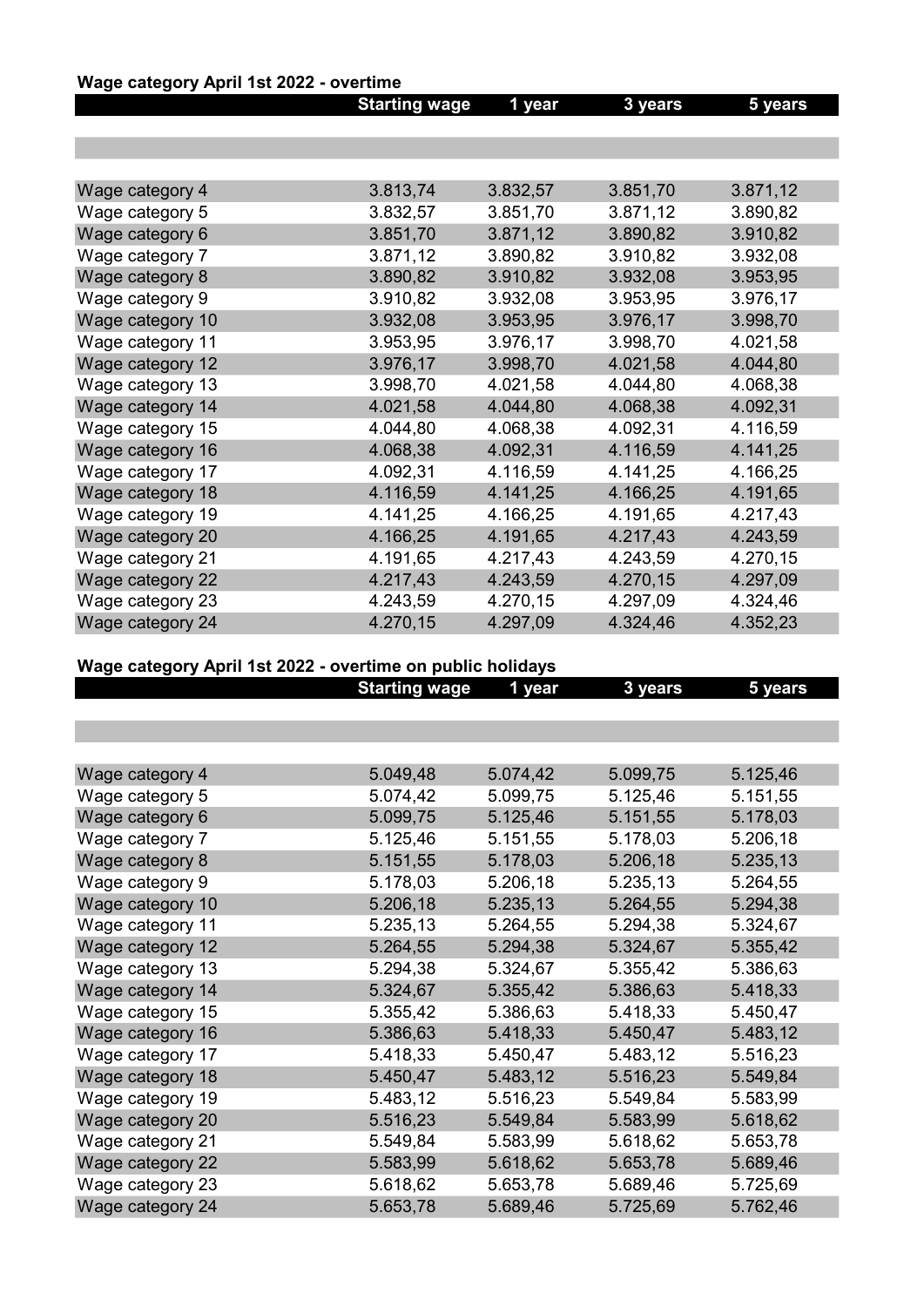**Wage category April 1st 2022 - overtime**

| | Starting wage | 1 year | 3 years | 5 years |
|---|---|---|---|---|
| | | | | |
| | | | | |
| | | | | |
| Wage category 4 | 3.813,74 | 3.832,57 | 3.851,70 | 3.871,12 |
| Wage category 5 | 3.832,57 | 3.851,70 | 3.871,12 | 3.890,82 |
| Wage category 6 | 3.851,70 | 3.871,12 | 3.890,82 | 3.910,82 |
| Wage category 7 | 3.871,12 | 3.890,82 | 3.910,82 | 3.932,08 |
| Wage category 8 | 3.890,82 | 3.910,82 | 3.932,08 | 3.953,95 |
| Wage category 9 | 3.910,82 | 3.932,08 | 3.953,95 | 3.976,17 |
| Wage category 10 | 3.932,08 | 3.953,95 | 3.976,17 | 3.998,70 |
| Wage category 11 | 3.953,95 | 3.976,17 | 3.998,70 | 4.021,58 |
| Wage category 12 | 3.976,17 | 3.998,70 | 4.021,58 | 4.044,80 |
| Wage category 13 | 3.998,70 | 4.021,58 | 4.044,80 | 4.068,38 |
| Wage category 14 | 4.021,58 | 4.044,80 | 4.068,38 | 4.092,31 |
| Wage category 15 | 4.044,80 | 4.068,38 | 4.092,31 | 4.116,59 |
| Wage category 16 | 4.068,38 | 4.092,31 | 4.116,59 | 4.141,25 |
| Wage category 17 | 4.092,31 | 4.116,59 | 4.141,25 | 4.166,25 |
| Wage category 18 | 4.116,59 | 4.141,25 | 4.166,25 | 4.191,65 |
| Wage category 19 | 4.141,25 | 4.166,25 | 4.191,65 | 4.217,43 |
| Wage category 20 | 4.166,25 | 4.191,65 | 4.217,43 | 4.243,59 |
| Wage category 21 | 4.191,65 | 4.217,43 | 4.243,59 | 4.270,15 |
| Wage category 22 | 4.217,43 | 4.243,59 | 4.270,15 | 4.297,09 |
| Wage category 23 | 4.243,59 | 4.270,15 | 4.297,09 | 4.324,46 |
| Wage category 24 | 4.270,15 | 4.297,09 | 4.324,46 | 4.352,23 |

**Wage category April 1st 2022 - overtime on public holidays**

| | Starting wage | 1 year | 3 years | 5 years |
|---|---|---|---|---|
| | | | | |
| | | | | |
| | | | | |
| Wage category 4 | 5.049,48 | 5.074,42 | 5.099,75 | 5.125,46 |
| Wage category 5 | 5.074,42 | 5.099,75 | 5.125,46 | 5.151,55 |
| Wage category 6 | 5.099,75 | 5.125,46 | 5.151,55 | 5.178,03 |
| Wage category 7 | 5.125,46 | 5.151,55 | 5.178,03 | 5.206,18 |
| Wage category 8 | 5.151,55 | 5.178,03 | 5.206,18 | 5.235,13 |
| Wage category 9 | 5.178,03 | 5.206,18 | 5.235,13 | 5.264,55 |
| Wage category 10 | 5.206,18 | 5.235,13 | 5.264,55 | 5.294,38 |
| Wage category 11 | 5.235,13 | 5.264,55 | 5.294,38 | 5.324,67 |
| Wage category 12 | 5.264,55 | 5.294,38 | 5.324,67 | 5.355,42 |
| Wage category 13 | 5.294,38 | 5.324,67 | 5.355,42 | 5.386,63 |
| Wage category 14 | 5.324,67 | 5.355,42 | 5.386,63 | 5.418,33 |
| Wage category 15 | 5.355,42 | 5.386,63 | 5.418,33 | 5.450,47 |
| Wage category 16 | 5.386,63 | 5.418,33 | 5.450,47 | 5.483,12 |
| Wage category 17 | 5.418,33 | 5.450,47 | 5.483,12 | 5.516,23 |
| Wage category 18 | 5.450,47 | 5.483,12 | 5.516,23 | 5.549,84 |
| Wage category 19 | 5.483,12 | 5.516,23 | 5.549,84 | 5.583,99 |
| Wage category 20 | 5.516,23 | 5.549,84 | 5.583,99 | 5.618,62 |
| Wage category 21 | 5.549,84 | 5.583,99 | 5.618,62 | 5.653,78 |
| Wage category 22 | 5.583,99 | 5.618,62 | 5.653,78 | 5.689,46 |
| Wage category 23 | 5.618,62 | 5.653,78 | 5.689,46 | 5.725,69 |
| Wage category 24 | 5.653,78 | 5.689,46 | 5.725,69 | 5.762,46 |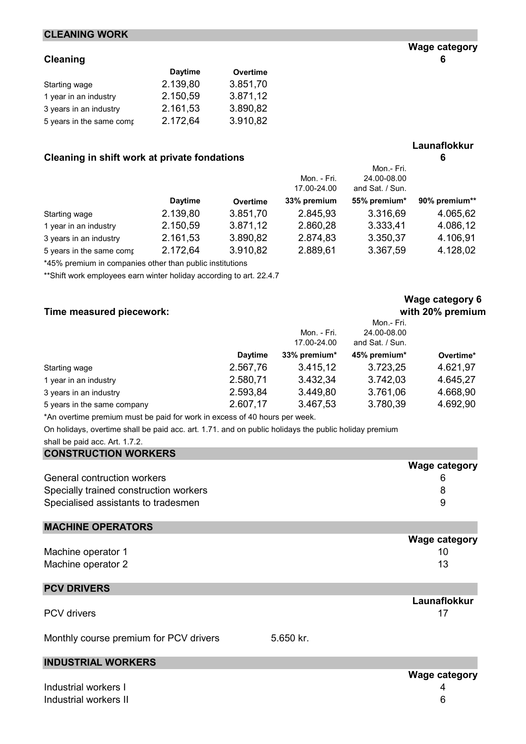## CLEANING WORK

### Cleaning

**Wage category 6**

| | Daytime | Overtime |
|---|---|---|
| Starting wage | 2.139,80 | 3.851,70 |
| 1 year in an industry | 2.150,59 | 3.871,12 |
| 3 years in an industry | 2.161,53 | 3.890,82 |
| 5 years in the same comp | 2.172,64 | 3.910,82 |

### Cleaning in shift work at private fondations

**Launaflokkur 6**

| | Daytime | Overtime | Mon. - Fri. 17.00-24.00 33% premium | Mon.- Fri. 24.00-08.00 and Sat. / Sun. 55% premium* | 90% premium** |
|---|---|---|---|---|---|
| Starting wage | 2.139,80 | 3.851,70 | 2.845,93 | 3.316,69 | 4.065,62 |
| 1 year in an industry | 2.150,59 | 3.871,12 | 2.860,28 | 3.333,41 | 4.086,12 |
| 3 years in an industry | 2.161,53 | 3.890,82 | 2.874,83 | 3.350,37 | 4.106,91 |
| 5 years in the same comp | 2.172,64 | 3.910,82 | 2.889,61 | 3.367,59 | 4.128,02 |

*45% premium in companies other than public institutions

**Shift work employees earn winter holiday according to art. 22.4.7

### Time measured piecework:

**Wage category 6 with 20% premium**

| | Daytime | Mon. - Fri. 17.00-24.00 33% premium* | Mon.- Fri. 24.00-08.00 and Sat. / Sun. 45% premium* | Overtime* |
|---|---|---|---|---|
| Starting wage | 2.567,76 | 3.415,12 | 3.723,25 | 4.621,97 |
| 1 year in an industry | 2.580,71 | 3.432,34 | 3.742,03 | 4.645,27 |
| 3 years in an industry | 2.593,84 | 3.449,80 | 3.761,06 | 4.668,90 |
| 5 years in the same company | 2.607,17 | 3.467,53 | 3.780,39 | 4.692,90 |

*An overtime premium must be paid for work in excess of 40 hours per week.

On holidays, overtime shall be paid acc. art. 1.71. and on public holidays the public holiday premium shall be paid acc. Art. 1.7.2.

## CONSTRUCTION WORKERS

| | Wage category |
|---|---|
| General contruction workers | 6 |
| Specially trained construction workers | 8 |
| Specialised assistants to tradesmen | 9 |

## MACHINE OPERATORS

| | Wage category |
|---|---|
| Machine operator 1 | 10 |
| Machine operator 2 | 13 |

## PCV DRIVERS

| | Launaflokkur |
|---|---|
| PCV drivers | 17 |

Monthly course premium for PCV drivers 5.650 kr.

## INDUSTRIAL WORKERS

| | Wage category |
|---|---|
| Industrial workers I | 4 |
| Industrial workers II | 6 |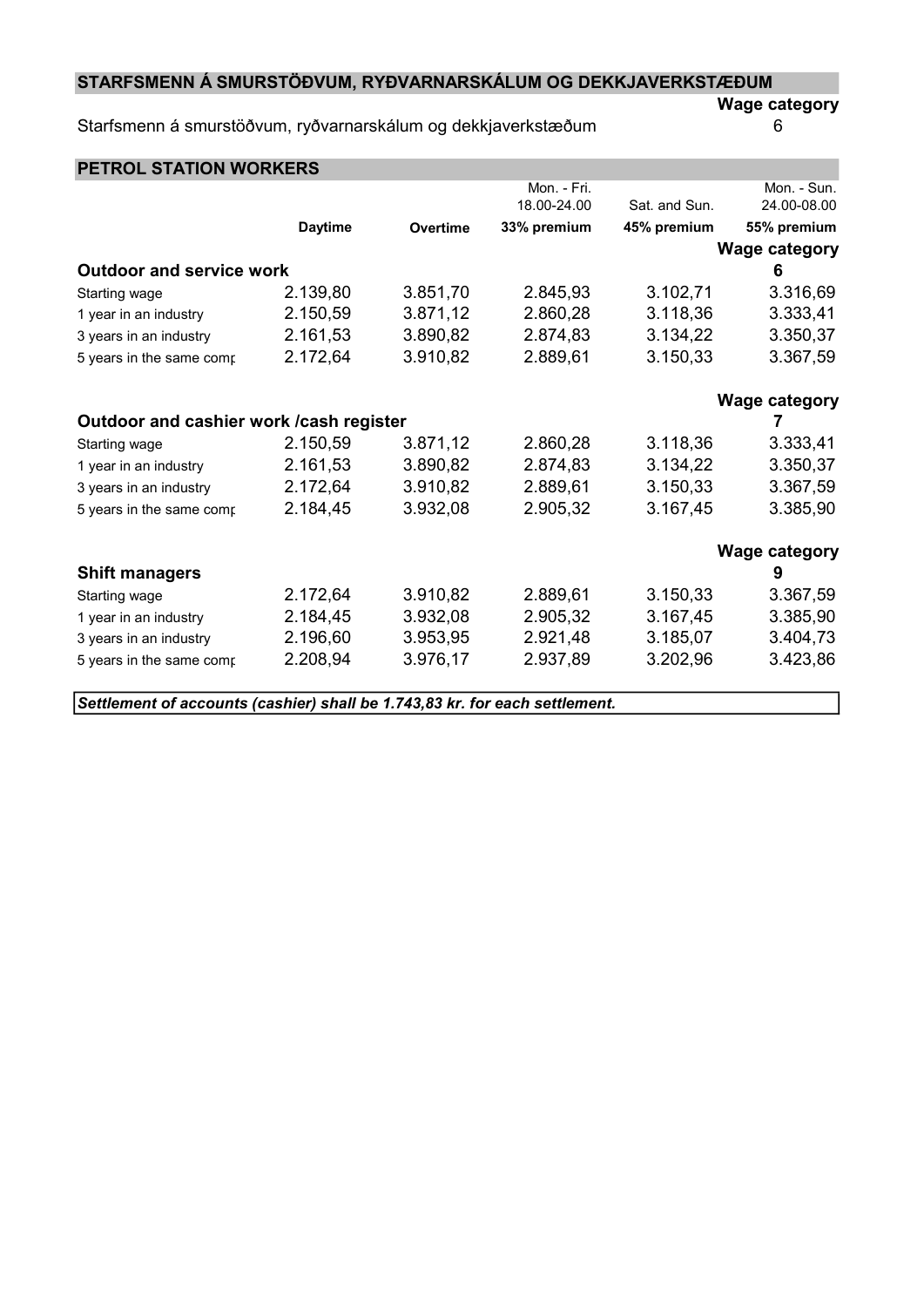## STARFSMENN Á SMURSTÖÐVUM, RYÐVARNARSKÁLUM OG DEKKJAVERKSTÆÐUM

| | Wage category |
|---|---|
| Starfsmenn á smurstöðvum, ryðvarnarskálum og dekkjaverkstæðum | 6 |

## PETROL STATION WORKERS

| | Daytime | Overtime | Mon. - Fri. 18.00-24.00 33% premium | Sat. and Sun. 45% premium | Mon. - Sun. 24.00-08.00 55% premium |
|---|---|---|---|---|---|
| **Outdoor and service work** | | | | | **Wage category 6** |
| Starting wage | 2.139,80 | 3.851,70 | 2.845,93 | 3.102,71 | 3.316,69 |
| 1 year in an industry | 2.150,59 | 3.871,12 | 2.860,28 | 3.118,36 | 3.333,41 |
| 3 years in an industry | 2.161,53 | 3.890,82 | 2.874,83 | 3.134,22 | 3.350,37 |
| 5 years in the same comp | 2.172,64 | 3.910,82 | 2.889,61 | 3.150,33 | 3.367,59 |
| **Outdoor and cashier work /cash register** | | | | | **Wage category 7** |
| Starting wage | 2.150,59 | 3.871,12 | 2.860,28 | 3.118,36 | 3.333,41 |
| 1 year in an industry | 2.161,53 | 3.890,82 | 2.874,83 | 3.134,22 | 3.350,37 |
| 3 years in an industry | 2.172,64 | 3.910,82 | 2.889,61 | 3.150,33 | 3.367,59 |
| 5 years in the same comp | 2.184,45 | 3.932,08 | 2.905,32 | 3.167,45 | 3.385,90 |
| **Shift managers** | | | | | **Wage category 9** |
| Starting wage | 2.172,64 | 3.910,82 | 2.889,61 | 3.150,33 | 3.367,59 |
| 1 year in an industry | 2.184,45 | 3.932,08 | 2.905,32 | 3.167,45 | 3.385,90 |
| 3 years in an industry | 2.196,60 | 3.953,95 | 2.921,48 | 3.185,07 | 3.404,73 |
| 5 years in the same comp | 2.208,94 | 3.976,17 | 2.937,89 | 3.202,96 | 3.423,86 |

***Settlement of accounts (cashier) shall be 1.743,83 kr. for each settlement.***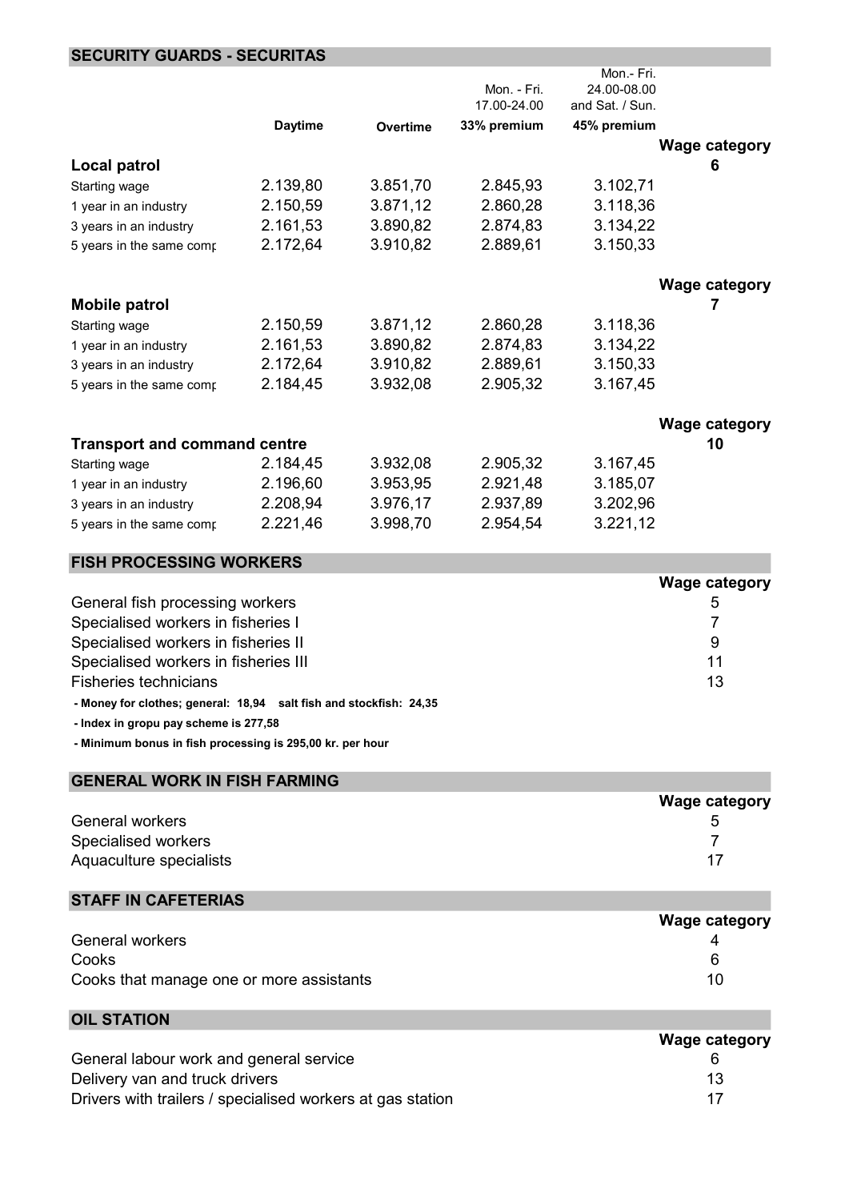## SECURITY GUARDS - SECURITAS

| | Daytime | Overtime | Mon. - Fri. 17.00-24.00 33% premium | Mon.- Fri. 24.00-08.00 and Sat. / Sun. 45% premium | Wage category |
|---|---|---|---|---|---|
| **Local patrol** | | | | | 6 |
| Starting wage | 2.139,80 | 3.851,70 | 2.845,93 | 3.102,71 | |
| 1 year in an industry | 2.150,59 | 3.871,12 | 2.860,28 | 3.118,36 | |
| 3 years in an industry | 2.161,53 | 3.890,82 | 2.874,83 | 3.134,22 | |
| 5 years in the same comp | 2.172,64 | 3.910,82 | 2.889,61 | 3.150,33 | |
| **Mobile patrol** | | | | | 7 |
| Starting wage | 2.150,59 | 3.871,12 | 2.860,28 | 3.118,36 | |
| 1 year in an industry | 2.161,53 | 3.890,82 | 2.874,83 | 3.134,22 | |
| 3 years in an industry | 2.172,64 | 3.910,82 | 2.889,61 | 3.150,33 | |
| 5 years in the same comp | 2.184,45 | 3.932,08 | 2.905,32 | 3.167,45 | |
| **Transport and command centre** | | | | | 10 |
| Starting wage | 2.184,45 | 3.932,08 | 2.905,32 | 3.167,45 | |
| 1 year in an industry | 2.196,60 | 3.953,95 | 2.921,48 | 3.185,07 | |
| 3 years in an industry | 2.208,94 | 3.976,17 | 2.937,89 | 3.202,96 | |
| 5 years in the same comp | 2.221,46 | 3.998,70 | 2.954,54 | 3.221,12 | |

## FISH PROCESSING WORKERS

| | Wage category |
|---|---|
| General fish processing workers | 5 |
| Specialised workers in fisheries I | 7 |
| Specialised workers in fisheries II | 9 |
| Specialised workers in fisheries III | 11 |
| Fisheries technicians | 13 |

- **Money for clothes; general: 18,94 salt fish and stockfish: 24,35**
- **Index in gropu pay scheme is 277,58**
- **Minimum bonus in fish processing is 295,00 kr. per hour**

## GENERAL WORK IN FISH FARMING

| | Wage category |
|---|---|
| General workers | 5 |
| Specialised workers | 7 |
| Aquaculture specialists | 17 |

## STAFF IN CAFETERIAS

| | Wage category |
|---|---|
| General workers | 4 |
| Cooks | 6 |
| Cooks that manage one or more assistants | 10 |

## OIL STATION

| | Wage category |
|---|---|
| General labour work and general service | 6 |
| Delivery van and truck drivers | 13 |
| Drivers with trailers / specialised workers at gas station | 17 |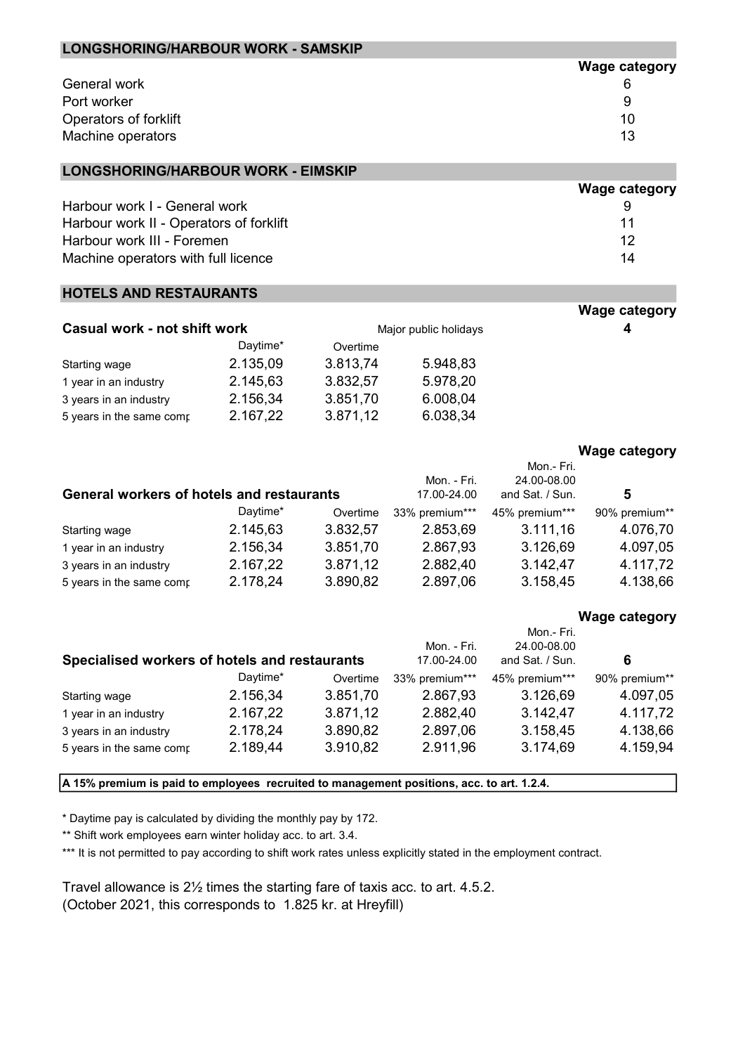## LONGSHORING/HARBOUR WORK - SAMSKIP

| | Wage category |
|---|---|
| General work | 6 |
| Port worker | 9 |
| Operators of forklift | 10 |
| Machine operators | 13 |

## LONGSHORING/HARBOUR WORK - EIMSKIP

| | Wage category |
|---|---|
| Harbour work I - General work | 9 |
| Harbour work II - Operators of forklift | 11 |
| Harbour work III - Foremen | 12 |
| Machine operators with full licence | 14 |

## HOTELS AND RESTAURANTS

**Casual work - not shift work** — Wage category **4**

| | Daytime* | Overtime | Major public holidays |
|---|---|---|---|
| Starting wage | 2.135,09 | 3.813,74 | 5.948,83 |
| 1 year in an industry | 2.145,63 | 3.832,57 | 5.978,20 |
| 3 years in an industry | 2.156,34 | 3.851,70 | 6.008,04 |
| 5 years in the same comp | 2.167,22 | 3.871,12 | 6.038,34 |

**General workers of hotels and restaurants** — Wage category **5**

| | Daytime* | Overtime | Mon. - Fri. 17.00-24.00 33% premium*** | Mon.- Fri. 24.00-08.00 and Sat. / Sun. 45% premium*** | 90% premium** |
|---|---|---|---|---|---|
| Starting wage | 2.145,63 | 3.832,57 | 2.853,69 | 3.111,16 | 4.076,70 |
| 1 year in an industry | 2.156,34 | 3.851,70 | 2.867,93 | 3.126,69 | 4.097,05 |
| 3 years in an industry | 2.167,22 | 3.871,12 | 2.882,40 | 3.142,47 | 4.117,72 |
| 5 years in the same comp | 2.178,24 | 3.890,82 | 2.897,06 | 3.158,45 | 4.138,66 |

**Specialised workers of hotels and restaurants** — Wage category **6**

| | Daytime* | Overtime | Mon. - Fri. 17.00-24.00 33% premium*** | Mon.- Fri. 24.00-08.00 and Sat. / Sun. 45% premium*** | 90% premium** |
|---|---|---|---|---|---|
| Starting wage | 2.156,34 | 3.851,70 | 2.867,93 | 3.126,69 | 4.097,05 |
| 1 year in an industry | 2.167,22 | 3.871,12 | 2.882,40 | 3.142,47 | 4.117,72 |
| 3 years in an industry | 2.178,24 | 3.890,82 | 2.897,06 | 3.158,45 | 4.138,66 |
| 5 years in the same comp | 2.189,44 | 3.910,82 | 2.911,96 | 3.174,69 | 4.159,94 |

**A 15% premium is paid to employees recruited to management positions, acc. to art. 1.2.4.**

* Daytime pay is calculated by dividing the monthly pay by 172.

** Shift work employees earn winter holiday acc. to art. 3.4.

*** It is not permitted to pay according to shift work rates unless explicitly stated in the employment contract.

Travel allowance is 2½ times the starting fare of taxis acc. to art. 4.5.2.
(October 2021, this corresponds to 1.825 kr. at Hreyfill)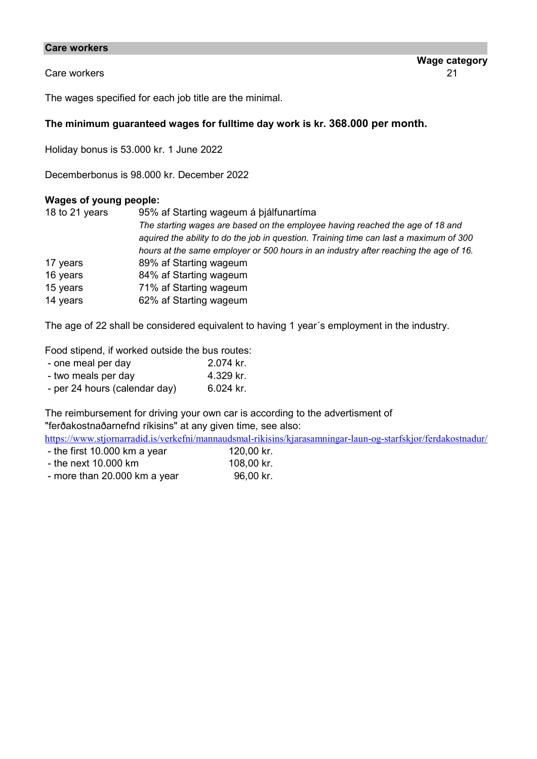## Care workers

| | Wage category |
|---|---|
| Care workers | 21 |

The wages specified for each job title are the minimal.

**The minimum guaranteed wages for fulltime day work is kr. 368.000 per month.**

Holiday bonus is 53.000 kr. 1 June 2022

Decemberbonus is 98.000 kr. December 2022

**Wages of young people:**

| | |
|---|---|
| 18 to 21 years | 95% af Starting wageum á þjálfunartíma<br>*The starting wages are based on the employee having reached the age of 18 and aquired the ability to do the job in question. Training time can last a maximum of 300 hours at the same employer or 500 hours in an industry after reaching the age of 16.* |
| 17 years | 89% af Starting wageum |
| 16 years | 84% af Starting wageum |
| 15 years | 71% af Starting wageum |
| 14 years | 62% af Starting wageum |

The age of 22 shall be considered equivalent to having 1 year´s employment in the industry.

Food stipend, if worked outside the bus routes:

| | |
|---|---|
| - one meal per day | 2.074 kr. |
| - two meals per day | 4.329 kr. |
| - per 24 hours (calendar day) | 6.024 kr. |

The reimbursement for driving your own car is according to the advertisment of "ferðakostnaðarnefnd ríkisins" at any given time, see also:
https://www.stjornarradid.is/verkefni/mannaudsmal-rikisins/kjarasamningar-laun-og-starfskjor/ferdakostnadur/

| | |
|---|---|
| - the first 10.000 km a year | 120,00 kr. |
| - the next 10.000 km | 108,00 kr. |
| - more than 20.000 km a year | 96,00 kr. |